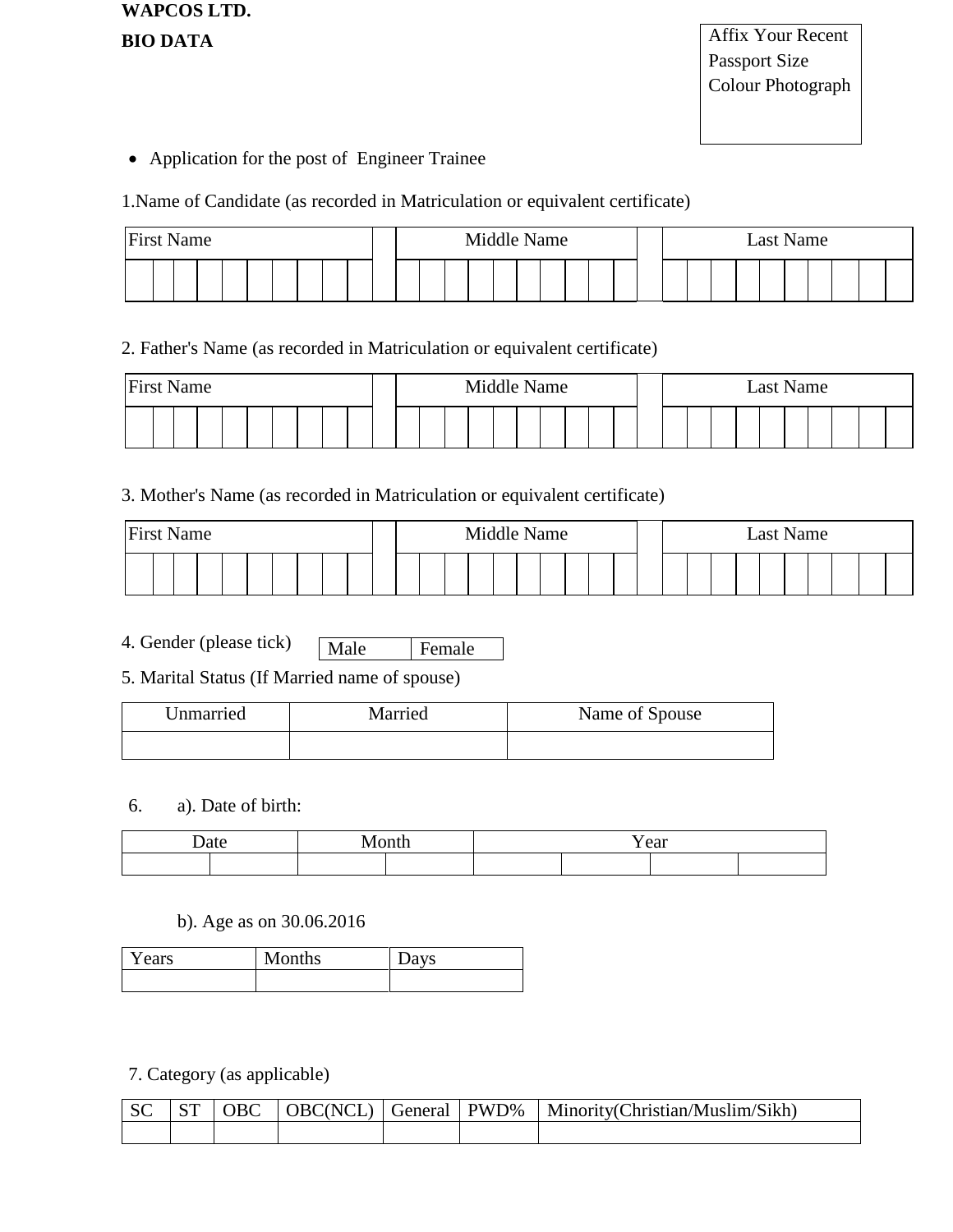**WAPCOS LTD.**

**BIO DATA**

Affix Your Recent Passport Size Colour Photograph

- Application for the post of Engineer Trainee

1.Name of Candidate (as recorded in Matriculation or equivalent certificate)

| First Name | Middle Name | Last Name |
|---|---|---|
| | | |

2. Father's Name (as recorded in Matriculation or equivalent certificate)

| First Name | Middle Name | Last Name |
|---|---|---|
| | | |

3. Mother's Name (as recorded in Matriculation or equivalent certificate)

| First Name | Middle Name | Last Name |
|---|---|---|
| | | |

4. Gender (please tick)

| Male | Female |
|---|---|

5. Marital Status (If Married name of spouse)

| Unmarried | Married | Name of Spouse |
|---|---|---|
| | | |

6. a). Date of birth:

| Date | | Month | | Year | | | |
|---|---|---|---|---|---|---|---|
| | | | | | | | |

b). Age as on 30.06.2016

| Years | Months | Days |
|---|---|---|
| | | |

7. Category (as applicable)

| SC | ST | OBC | OBC(NCL) | General | PWD% | Minority(Christian/Muslim/Sikh) |
|---|---|---|---|---|---|---|
| | | | | | | |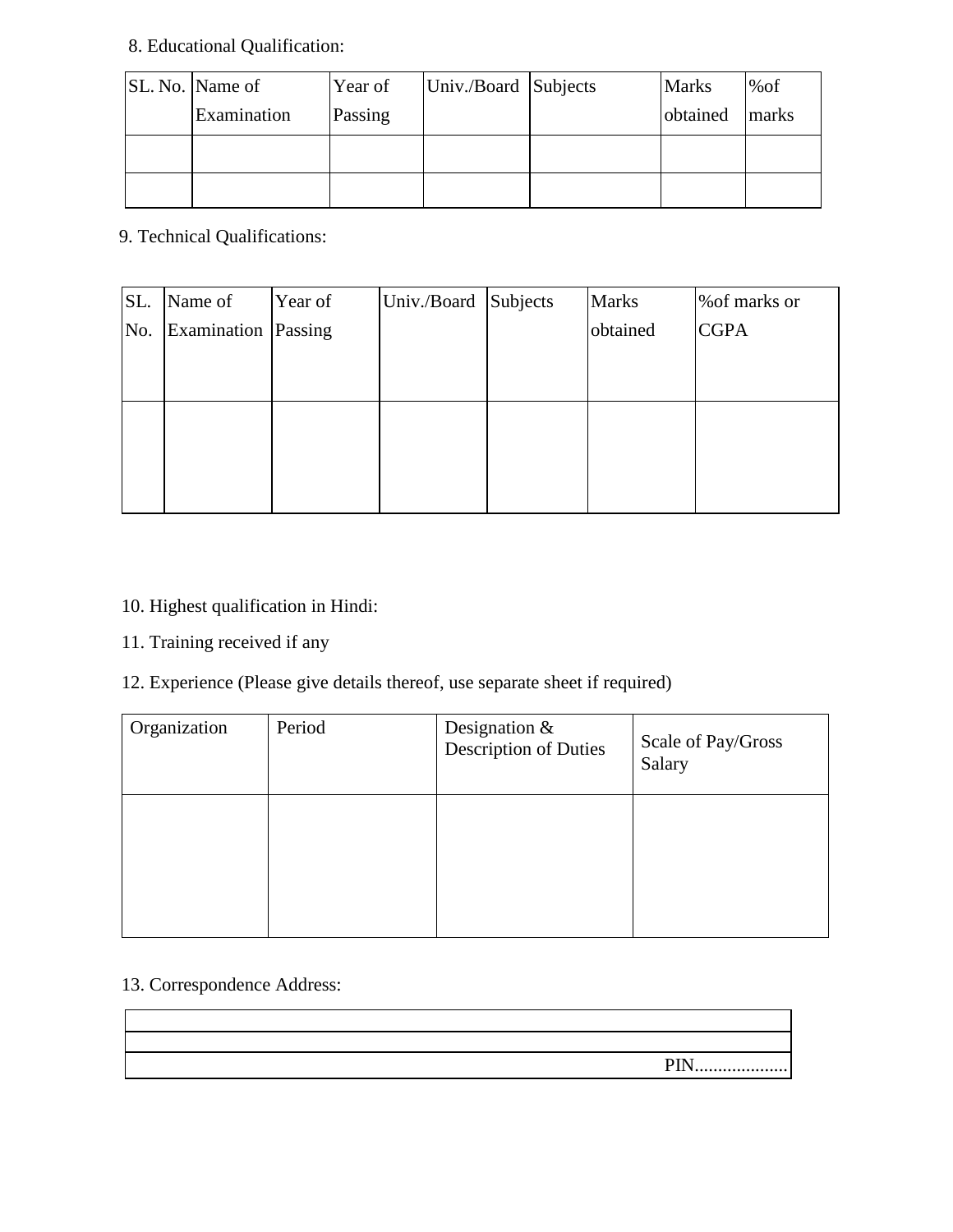8. Educational Qualification:

| SL. No. | Name of Examination | Year of Passing | Univ./Board | Subjects | Marks obtained | %of marks |
|---|---|---|---|---|---|---|
| | | | | | | |
| | | | | | | |

9. Technical Qualifications:

| SL. No. | Name of Examination | Year of Passing | Univ./Board | Subjects | Marks obtained | %of marks or CGPA |
|---|---|---|---|---|---|---|
| | | | | | | |

10. Highest qualification in Hindi:

11. Training received if any

12. Experience (Please give details thereof, use separate sheet if required)

| Organization | Period | Designation & Description of Duties | Scale of Pay/Gross Salary |
|---|---|---|---|
| | | | |

13. Correspondence Address:

| |
|---|
| |
| PIN.................... |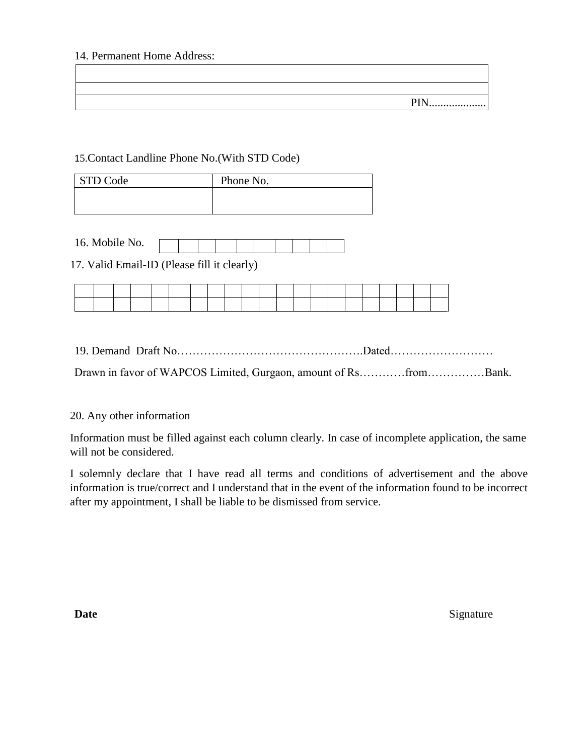14. Permanent Home Address:

| |
|---|
| |
| |
| PIN.................... |

15.Contact Landline Phone No.(With STD Code)

| STD Code | Phone No. |
|---|---|
| | |

16. Mobile No.

| | | | | | | | | | |
|---|---|---|---|---|---|---|---|---|---|
| | | | | | | | | | |

17. Valid Email-ID (Please fill it clearly)

| | | | | | | | | | | | | | | | | | | | | | |
|---|---|---|---|---|---|---|---|---|---|---|---|---|---|---|---|---|---|---|---|---|---|
| | | | | | | | | | | | | | | | | | | | | | |
| | | | | | | | | | | | | | | | | | | | | | |

19. Demand Draft No………………………………………….Dated………………………

Drawn in favor of WAPCOS Limited, Gurgaon, amount of Rs…………from……………Bank.

20. Any other information

Information must be filled against each column clearly. In case of incomplete application, the same will not be considered.

I solemnly declare that I have read all terms and conditions of advertisement and the above information is true/correct and I understand that in the event of the information found to be incorrect after my appointment, I shall be liable to be dismissed from service.

**Date** Signature